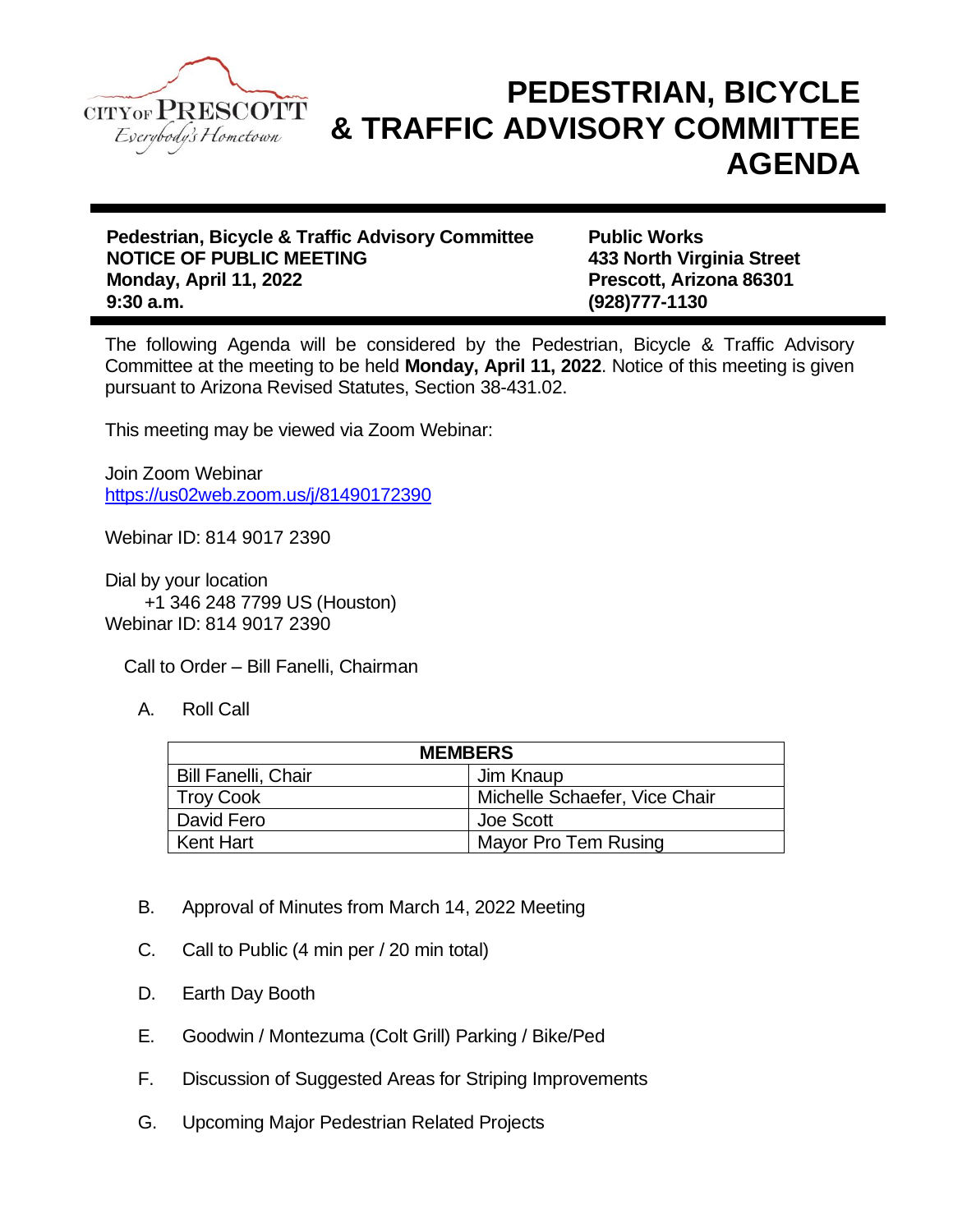# PEDESTRIAN, BICYCLE & TRAFFIC ADVISORY COMMITTEE AGENDA

**Pedestrian, Bicycle & Traffic Advisory Committee**
**NOTICE OF PUBLIC MEETING**
**Monday, April 11, 2022**
**9:30 a.m.**

**Public Works**
**433 North Virginia Street**
**Prescott, Arizona 86301**
**(928)777-1130**

The following Agenda will be considered by the Pedestrian, Bicycle & Traffic Advisory Committee at the meeting to be held **Monday, April 11, 2022**. Notice of this meeting is given pursuant to Arizona Revised Statutes, Section 38-431.02.

This meeting may be viewed via Zoom Webinar:

Join Zoom Webinar
https://us02web.zoom.us/j/81490172390

Webinar ID: 814 9017 2390

Dial by your location
+1 346 248 7799 US (Houston)
Webinar ID: 814 9017 2390

Call to Order – Bill Fanelli, Chairman

A. Roll Call

| MEMBERS | |
|---|---|
| Bill Fanelli, Chair | Jim Knaup |
| Troy Cook | Michelle Schaefer, Vice Chair |
| David Fero | Joe Scott |
| Kent Hart | Mayor Pro Tem Rusing |

B. Approval of Minutes from March 14, 2022 Meeting

C. Call to Public (4 min per / 20 min total)

D. Earth Day Booth

E. Goodwin / Montezuma (Colt Grill) Parking / Bike/Ped

F. Discussion of Suggested Areas for Striping Improvements

G. Upcoming Major Pedestrian Related Projects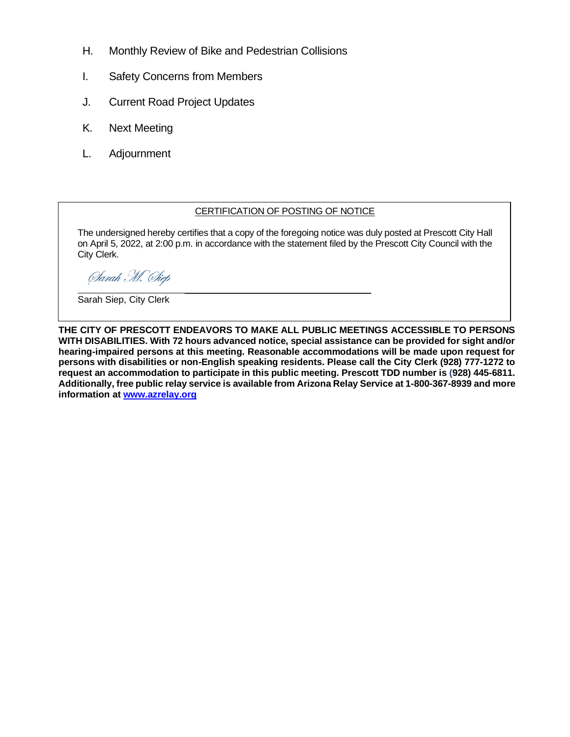H. Monthly Review of Bike and Pedestrian Collisions

I. Safety Concerns from Members

J. Current Road Project Updates

K. Next Meeting

L. Adjournment

CERTIFICATION OF POSTING OF NOTICE

The undersigned hereby certifies that a copy of the foregoing notice was duly posted at Prescott City Hall on April 5, 2022, at 2:00 p.m. in accordance with the statement filed by the Prescott City Council with the City Clerk.

*Sarah M. Siep*

Sarah Siep, City Clerk

**THE CITY OF PRESCOTT ENDEAVORS TO MAKE ALL PUBLIC MEETINGS ACCESSIBLE TO PERSONS WITH DISABILITIES. With 72 hours advanced notice, special assistance can be provided for sight and/or hearing-impaired persons at this meeting. Reasonable accommodations will be made upon request for persons with disabilities or non-English speaking residents. Please call the City Clerk (928) 777-1272 to request an accommodation to participate in this public meeting. Prescott TDD number is (928) 445-6811. Additionally, free public relay service is available from Arizona Relay Service at 1-800-367-8939 and more information at [www.azrelay.org](http://www.azrelay.org)**